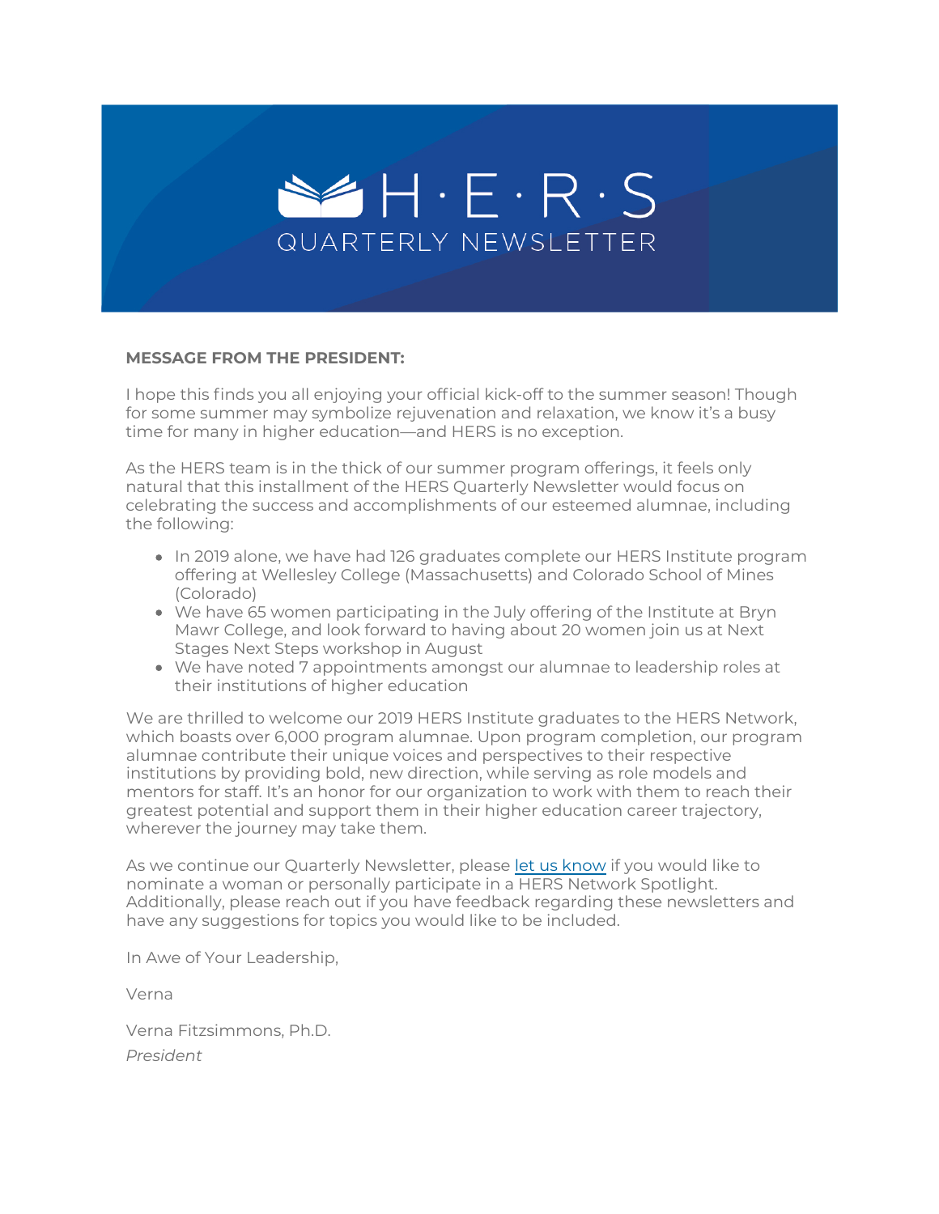# H·E·R·S QUARTERLY NEWSLETTER

**MESSAGE FROM THE PRESIDENT:**

I hope this finds you all enjoying your official kick-off to the summer season! Though for some summer may symbolize rejuvenation and relaxation, we know it's a busy time for many in higher education—and HERS is no exception.

As the HERS team is in the thick of our summer program offerings, it feels only natural that this installment of the HERS Quarterly Newsletter would focus on celebrating the success and accomplishments of our esteemed alumnae, including the following:

- In 2019 alone, we have had 126 graduates complete our HERS Institute program offering at Wellesley College (Massachusetts) and Colorado School of Mines (Colorado)
- We have 65 women participating in the July offering of the Institute at Bryn Mawr College, and look forward to having about 20 women join us at Next Stages Next Steps workshop in August
- We have noted 7 appointments amongst our alumnae to leadership roles at their institutions of higher education

We are thrilled to welcome our 2019 HERS Institute graduates to the HERS Network, which boasts over 6,000 program alumnae. Upon program completion, our program alumnae contribute their unique voices and perspectives to their respective institutions by providing bold, new direction, while serving as role models and mentors for staff. It's an honor for our organization to work with them to reach their greatest potential and support them in their higher education career trajectory, wherever the journey may take them.

As we continue our Quarterly Newsletter, please let us know if you would like to nominate a woman or personally participate in a HERS Network Spotlight. Additionally, please reach out if you have feedback regarding these newsletters and have any suggestions for topics you would like to be included.

In Awe of Your Leadership,

Verna

Verna Fitzsimmons, Ph.D.
*President*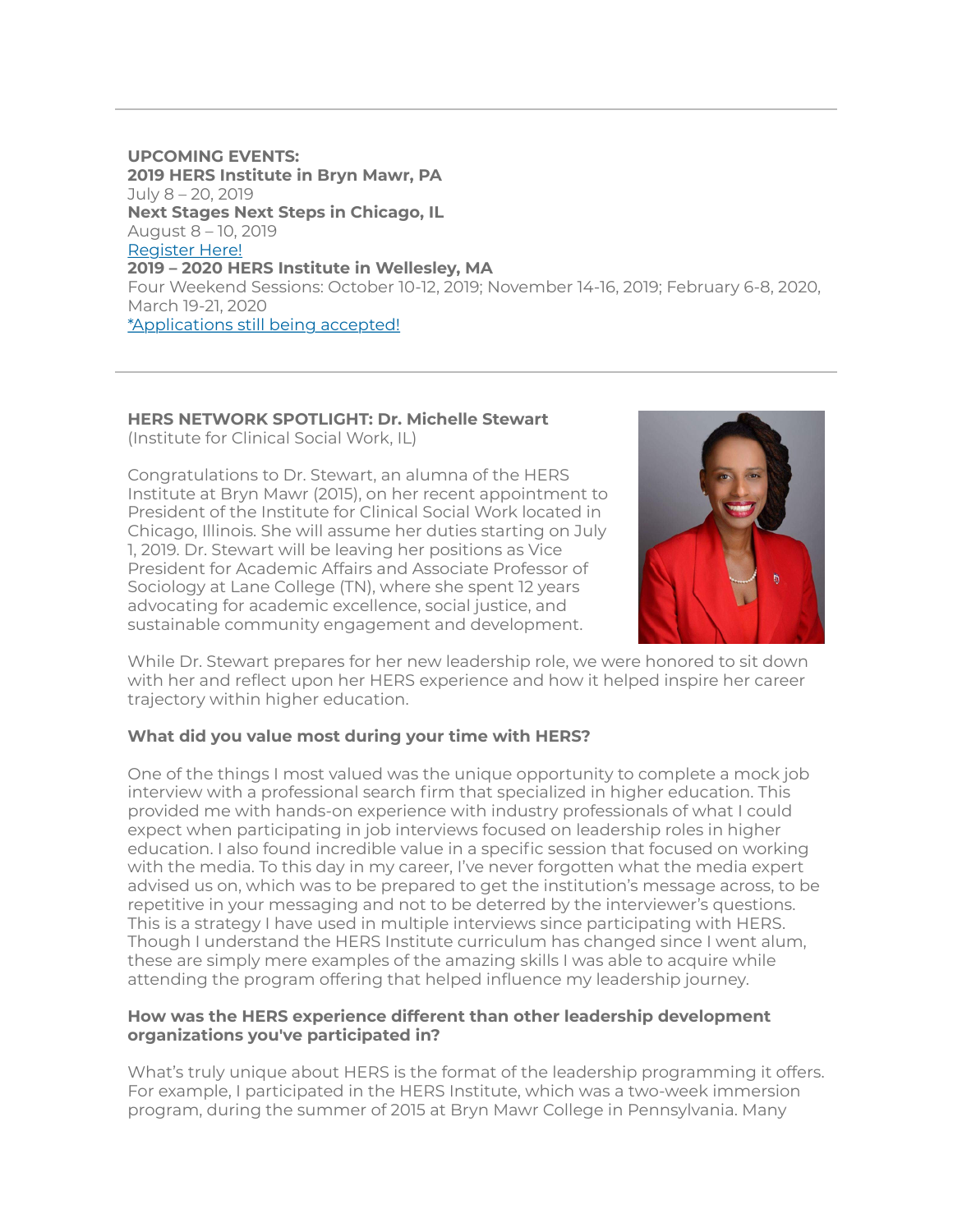**UPCOMING EVENTS:**
**2019 HERS Institute in Bryn Mawr, PA**
July 8 – 20, 2019
**Next Stages Next Steps in Chicago, IL**
August 8 – 10, 2019
[Register Here!]
**2019 – 2020 HERS Institute in Wellesley, MA**
Four Weekend Sessions: October 10-12, 2019; November 14-16, 2019; February 6-8, 2020, March 19-21, 2020
[*Applications still being accepted!]

---

**HERS NETWORK SPOTLIGHT: Dr. Michelle Stewart**
(Institute for Clinical Social Work, IL)

Congratulations to Dr. Stewart, an alumna of the HERS Institute at Bryn Mawr (2015), on her recent appointment to President of the Institute for Clinical Social Work located in Chicago, Illinois. She will assume her duties starting on July 1, 2019. Dr. Stewart will be leaving her positions as Vice President for Academic Affairs and Associate Professor of Sociology at Lane College (TN), where she spent 12 years advocating for academic excellence, social justice, and sustainable community engagement and development.

While Dr. Stewart prepares for her new leadership role, we were honored to sit down with her and reflect upon her HERS experience and how it helped inspire her career trajectory within higher education.

**What did you value most during your time with HERS?**

One of the things I most valued was the unique opportunity to complete a mock job interview with a professional search firm that specialized in higher education. This provided me with hands-on experience with industry professionals of what I could expect when participating in job interviews focused on leadership roles in higher education. I also found incredible value in a specific session that focused on working with the media. To this day in my career, I've never forgotten what the media expert advised us on, which was to be prepared to get the institution's message across, to be repetitive in your messaging and not to be deterred by the interviewer's questions. This is a strategy I have used in multiple interviews since participating with HERS. Though I understand the HERS Institute curriculum has changed since I went alum, these are simply mere examples of the amazing skills I was able to acquire while attending the program offering that helped influence my leadership journey.

**How was the HERS experience different than other leadership development organizations you've participated in?**

What's truly unique about HERS is the format of the leadership programming it offers. For example, I participated in the HERS Institute, which was a two-week immersion program, during the summer of 2015 at Bryn Mawr College in Pennsylvania. Many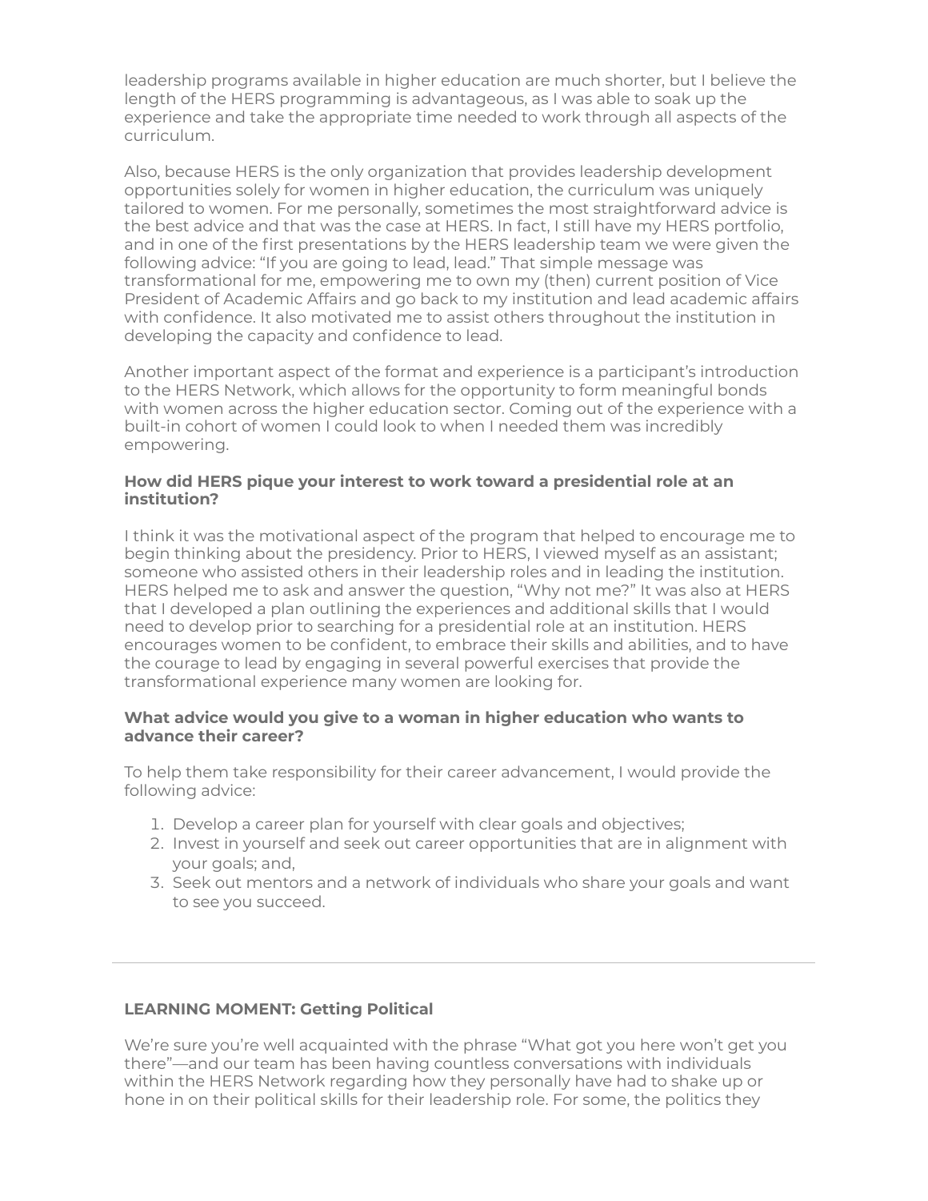leadership programs available in higher education are much shorter, but I believe the length of the HERS programming is advantageous, as I was able to soak up the experience and take the appropriate time needed to work through all aspects of the curriculum.

Also, because HERS is the only organization that provides leadership development opportunities solely for women in higher education, the curriculum was uniquely tailored to women. For me personally, sometimes the most straightforward advice is the best advice and that was the case at HERS. In fact, I still have my HERS portfolio, and in one of the first presentations by the HERS leadership team we were given the following advice: "If you are going to lead, lead." That simple message was transformational for me, empowering me to own my (then) current position of Vice President of Academic Affairs and go back to my institution and lead academic affairs with confidence. It also motivated me to assist others throughout the institution in developing the capacity and confidence to lead.

Another important aspect of the format and experience is a participant's introduction to the HERS Network, which allows for the opportunity to form meaningful bonds with women across the higher education sector. Coming out of the experience with a built-in cohort of women I could look to when I needed them was incredibly empowering.

**How did HERS pique your interest to work toward a presidential role at an institution?**

I think it was the motivational aspect of the program that helped to encourage me to begin thinking about the presidency. Prior to HERS, I viewed myself as an assistant; someone who assisted others in their leadership roles and in leading the institution. HERS helped me to ask and answer the question, "Why not me?" It was also at HERS that I developed a plan outlining the experiences and additional skills that I would need to develop prior to searching for a presidential role at an institution. HERS encourages women to be confident, to embrace their skills and abilities, and to have the courage to lead by engaging in several powerful exercises that provide the transformational experience many women are looking for.

**What advice would you give to a woman in higher education who wants to advance their career?**

To help them take responsibility for their career advancement, I would provide the following advice:

1. Develop a career plan for yourself with clear goals and objectives;
2. Invest in yourself and seek out career opportunities that are in alignment with your goals; and,
3. Seek out mentors and a network of individuals who share your goals and want to see you succeed.

---

**LEARNING MOMENT: Getting Political**

We're sure you're well acquainted with the phrase "What got you here won't get you there"—and our team has been having countless conversations with individuals within the HERS Network regarding how they personally have had to shake up or hone in on their political skills for their leadership role. For some, the politics they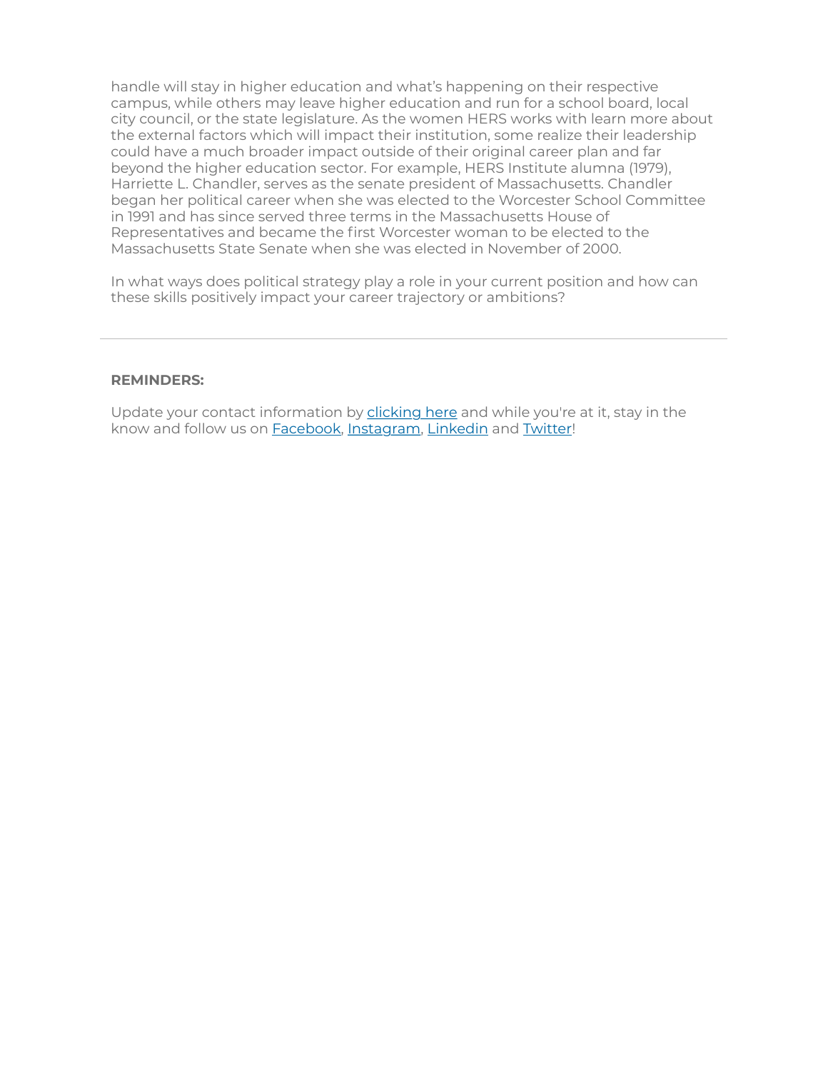handle will stay in higher education and what's happening on their respective campus, while others may leave higher education and run for a school board, local city council, or the state legislature. As the women HERS works with learn more about the external factors which will impact their institution, some realize their leadership could have a much broader impact outside of their original career plan and far beyond the higher education sector. For example, HERS Institute alumna (1979), Harriette L. Chandler, serves as the senate president of Massachusetts. Chandler began her political career when she was elected to the Worcester School Committee in 1991 and has since served three terms in the Massachusetts House of Representatives and became the first Worcester woman to be elected to the Massachusetts State Senate when she was elected in November of 2000.

In what ways does political strategy play a role in your current position and how can these skills positively impact your career trajectory or ambitions?

---

**REMINDERS:**

Update your contact information by clicking here and while you're at it, stay in the know and follow us on Facebook, Instagram, Linkedin and Twitter!